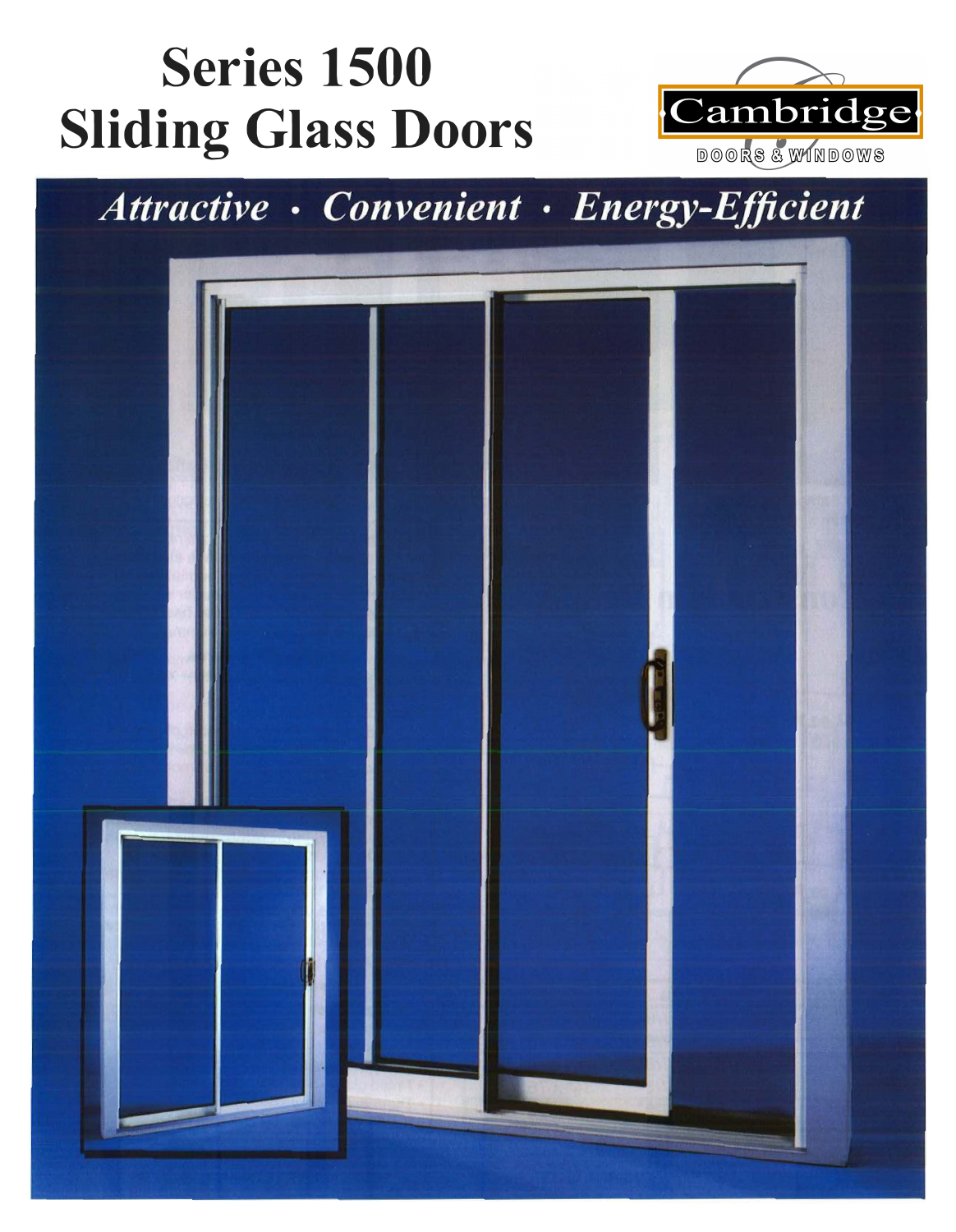# Series 1500 Sliding Glass Doors

Cambridge

DOORS & WINDOWS

*Attractive · Convenient · Energy-Efficient*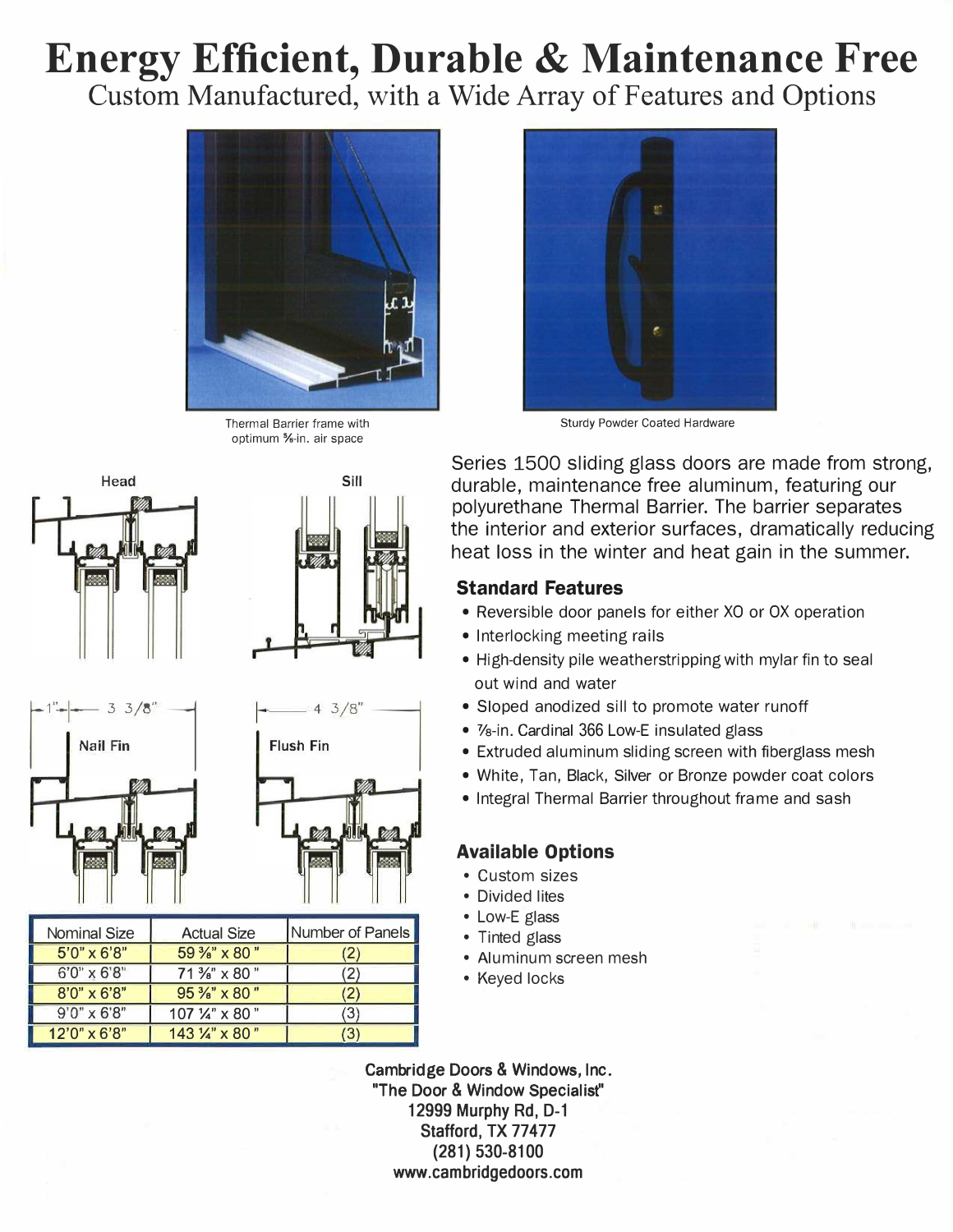# Energy Efficient, Durable & Maintenance Free

Custom Manufactured, with a Wide Array of Features and Options

Thermal Barrier frame with optimum ⅝-in. air space

Sturdy Powder Coated Hardware

Head

Sill

1" 3 3/8"

Nail Fin

4 3/8"

Flush Fin

| Nominal Size | Actual Size | Number of Panels |
|---|---|---|
| 5'0" x 6'8" | 59 ⅜" x 80" | (2) |
| 6'0" x 6'8" | 71 ⅜" x 80" | (2) |
| 8'0" x 6'8" | 95 ⅜" x 80" | (2) |
| 9'0" x 6'8" | 107 ¼" x 80" | (3) |
| 12'0" x 6'8" | 143 ¼" x 80" | (3) |

Series 1500 sliding glass doors are made from strong, durable, maintenance free aluminum, featuring our polyurethane Thermal Barrier. The barrier separates the interior and exterior surfaces, dramatically reducing heat loss in the winter and heat gain in the summer.

### Standard Features

- Reversible door panels for either XO or OX operation
- Interlocking meeting rails
- High-density pile weatherstripping with mylar fin to seal out wind and water
- Sloped anodized sill to promote water runoff
- ⅞-in. Cardinal 366 Low-E insulated glass
- Extruded aluminum sliding screen with fiberglass mesh
- White, Tan, Black, Silver or Bronze powder coat colors
- Integral Thermal Barrier throughout frame and sash

### Available Options

- Custom sizes
- Divided lites
- Low-E glass
- Tinted glass
- Aluminum screen mesh
- Keyed locks

**Cambridge Doors & Windows, Inc.**
**"The Door & Window Specialist"**
**12999 Murphy Rd, D-1**
**Stafford, TX 77477**
**(281) 530-8100**
**www.cambridgedoors.com**